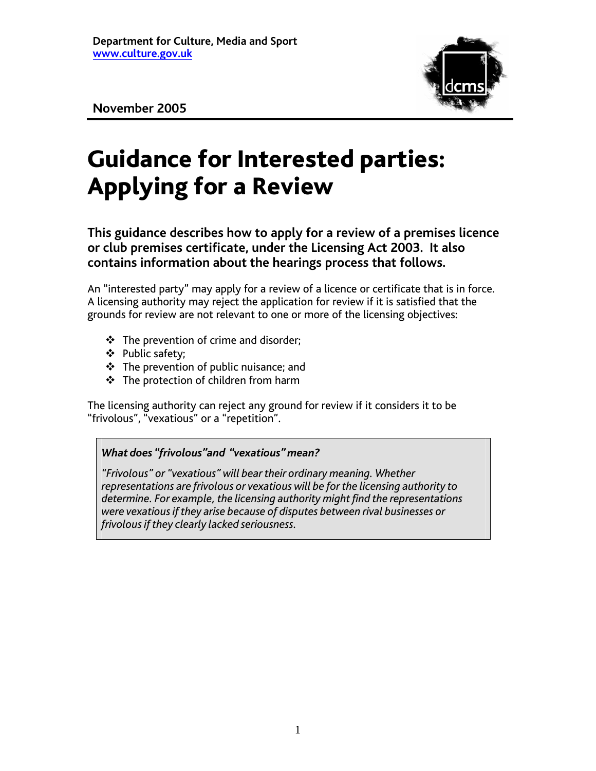Department for Culture, Media and Sport
www.culture.gov.uk

November 2005

# Guidance for Interested parties: Applying for a Review

**This guidance describes how to apply for a review of a premises licence or club premises certificate, under the Licensing Act 2003. It also contains information about the hearings process that follows.**

An "interested party" may apply for a review of a licence or certificate that is in force. A licensing authority may reject the application for review if it is satisfied that the grounds for review are not relevant to one or more of the licensing objectives:

- The prevention of crime and disorder;
- Public safety;
- The prevention of public nuisance; and
- The protection of children from harm

The licensing authority can reject any ground for review if it considers it to be "frivolous", "vexatious" or a "repetition".

***What does "frivolous" and "vexatious" mean?***

*"Frivolous" or "vexatious" will bear their ordinary meaning. Whether representations are frivolous or vexatious will be for the licensing authority to determine. For example, the licensing authority might find the representations were vexatious if they arise because of disputes between rival businesses or frivolous if they clearly lacked seriousness.*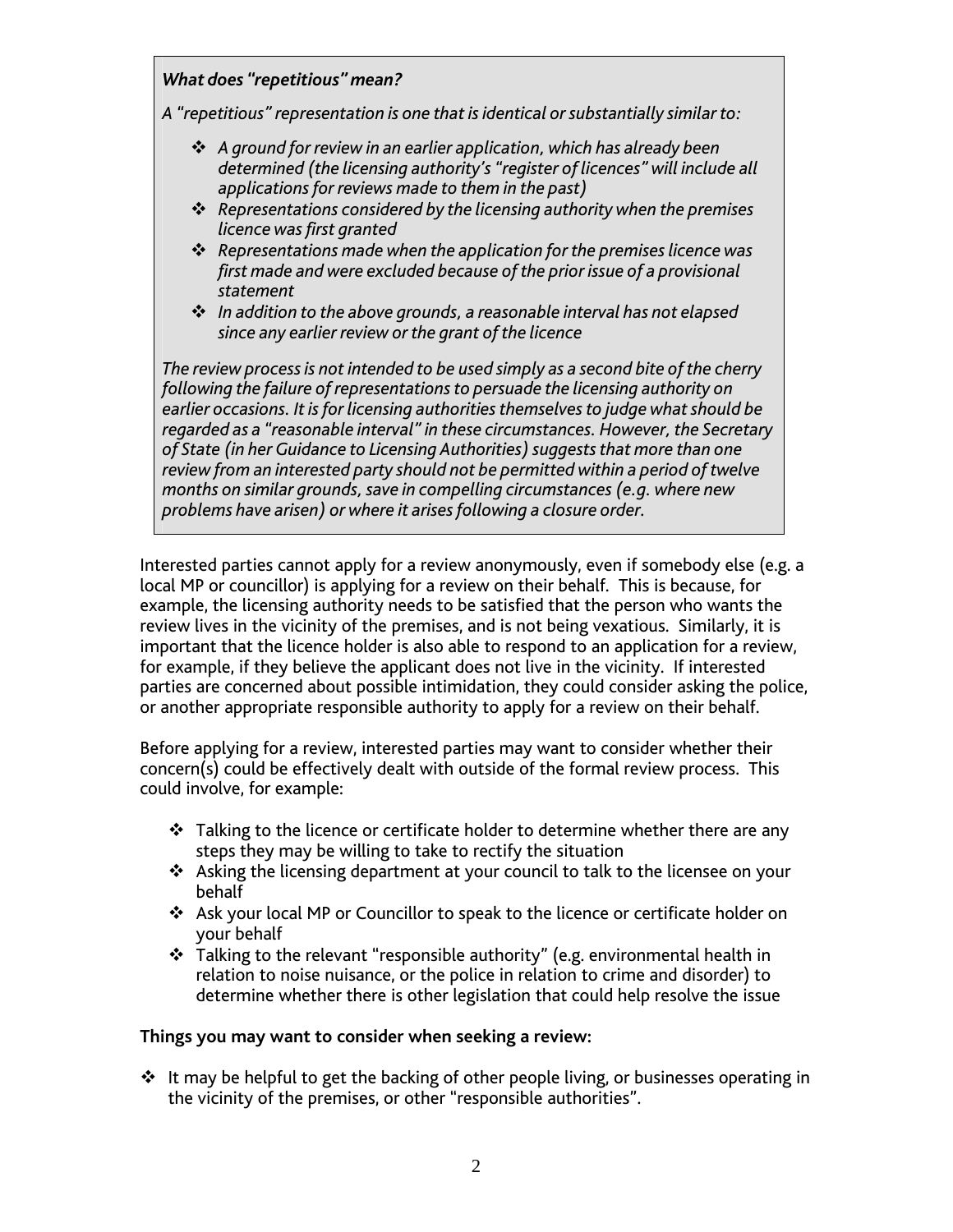***What does "repetitious" mean?***

*A "repetitious" representation is one that is identical or substantially similar to:*

- *A ground for review in an earlier application, which has already been determined (the licensing authority's "register of licences" will include all applications for reviews made to them in the past)*
- *Representations considered by the licensing authority when the premises licence was first granted*
- *Representations made when the application for the premises licence was first made and were excluded because of the prior issue of a provisional statement*
- *In addition to the above grounds, a reasonable interval has not elapsed since any earlier review or the grant of the licence*

*The review process is not intended to be used simply as a second bite of the cherry following the failure of representations to persuade the licensing authority on earlier occasions. It is for licensing authorities themselves to judge what should be regarded as a "reasonable interval" in these circumstances. However, the Secretary of State (in her Guidance to Licensing Authorities) suggests that more than one review from an interested party should not be permitted within a period of twelve months on similar grounds, save in compelling circumstances (e.g. where new problems have arisen) or where it arises following a closure order.*

Interested parties cannot apply for a review anonymously, even if somebody else (e.g. a local MP or councillor) is applying for a review on their behalf. This is because, for example, the licensing authority needs to be satisfied that the person who wants the review lives in the vicinity of the premises, and is not being vexatious. Similarly, it is important that the licence holder is also able to respond to an application for a review, for example, if they believe the applicant does not live in the vicinity. If interested parties are concerned about possible intimidation, they could consider asking the police, or another appropriate responsible authority to apply for a review on their behalf.

Before applying for a review, interested parties may want to consider whether their concern(s) could be effectively dealt with outside of the formal review process. This could involve, for example:

- Talking to the licence or certificate holder to determine whether there are any steps they may be willing to take to rectify the situation
- Asking the licensing department at your council to talk to the licensee on your behalf
- Ask your local MP or Councillor to speak to the licence or certificate holder on your behalf
- Talking to the relevant "responsible authority" (e.g. environmental health in relation to noise nuisance, or the police in relation to crime and disorder) to determine whether there is other legislation that could help resolve the issue

**Things you may want to consider when seeking a review:**

- It may be helpful to get the backing of other people living, or businesses operating in the vicinity of the premises, or other "responsible authorities".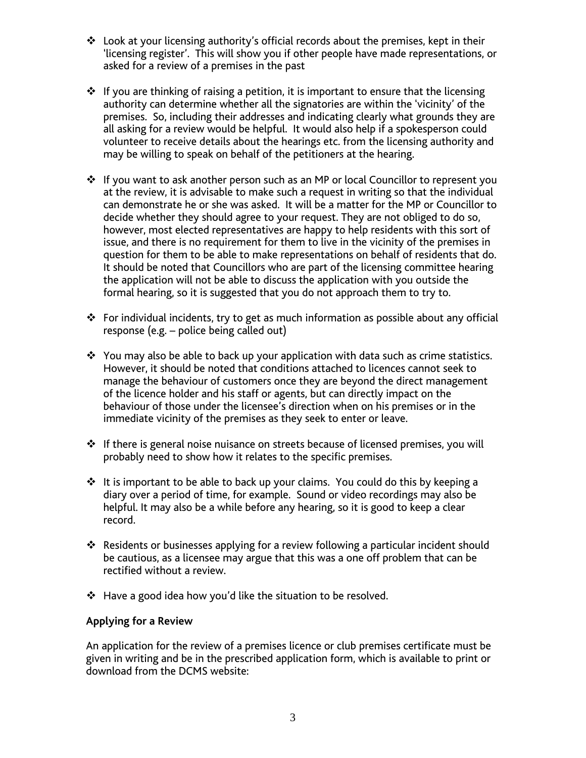- Look at your licensing authority's official records about the premises, kept in their 'licensing register'. This will show you if other people have made representations, or asked for a review of a premises in the past

- If you are thinking of raising a petition, it is important to ensure that the licensing authority can determine whether all the signatories are within the 'vicinity' of the premises. So, including their addresses and indicating clearly what grounds they are all asking for a review would be helpful. It would also help if a spokesperson could volunteer to receive details about the hearings etc. from the licensing authority and may be willing to speak on behalf of the petitioners at the hearing.

- If you want to ask another person such as an MP or local Councillor to represent you at the review, it is advisable to make such a request in writing so that the individual can demonstrate he or she was asked. It will be a matter for the MP or Councillor to decide whether they should agree to your request. They are not obliged to do so, however, most elected representatives are happy to help residents with this sort of issue, and there is no requirement for them to live in the vicinity of the premises in question for them to be able to make representations on behalf of residents that do. It should be noted that Councillors who are part of the licensing committee hearing the application will not be able to discuss the application with you outside the formal hearing, so it is suggested that you do not approach them to try to.

- For individual incidents, try to get as much information as possible about any official response (e.g. – police being called out)

- You may also be able to back up your application with data such as crime statistics. However, it should be noted that conditions attached to licences cannot seek to manage the behaviour of customers once they are beyond the direct management of the licence holder and his staff or agents, but can directly impact on the behaviour of those under the licensee's direction when on his premises or in the immediate vicinity of the premises as they seek to enter or leave.

- If there is general noise nuisance on streets because of licensed premises, you will probably need to show how it relates to the specific premises.

- It is important to be able to back up your claims. You could do this by keeping a diary over a period of time, for example. Sound or video recordings may also be helpful. It may also be a while before any hearing, so it is good to keep a clear record.

- Residents or businesses applying for a review following a particular incident should be cautious, as a licensee may argue that this was a one off problem that can be rectified without a review.

- Have a good idea how you'd like the situation to be resolved.

**Applying for a Review**

An application for the review of a premises licence or club premises certificate must be given in writing and be in the prescribed application form, which is available to print or download from the DCMS website: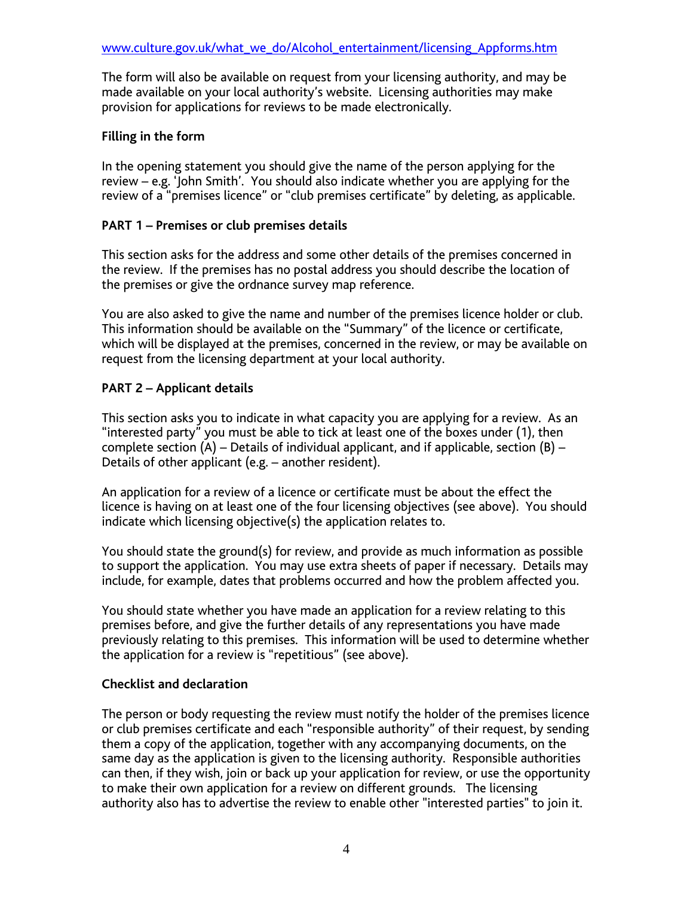www.culture.gov.uk/what_we_do/Alcohol_entertainment/licensing_Appforms.htm

The form will also be available on request from your licensing authority, and may be made available on your local authority's website. Licensing authorities may make provision for applications for reviews to be made electronically.

**Filling in the form**

In the opening statement you should give the name of the person applying for the review – e.g. 'John Smith'. You should also indicate whether you are applying for the review of a "premises licence" or "club premises certificate" by deleting, as applicable.

**PART 1 – Premises or club premises details**

This section asks for the address and some other details of the premises concerned in the review. If the premises has no postal address you should describe the location of the premises or give the ordnance survey map reference.

You are also asked to give the name and number of the premises licence holder or club. This information should be available on the "Summary" of the licence or certificate, which will be displayed at the premises, concerned in the review, or may be available on request from the licensing department at your local authority.

**PART 2 – Applicant details**

This section asks you to indicate in what capacity you are applying for a review. As an "interested party" you must be able to tick at least one of the boxes under (1), then complete section (A) – Details of individual applicant, and if applicable, section (B) – Details of other applicant (e.g. – another resident).

An application for a review of a licence or certificate must be about the effect the licence is having on at least one of the four licensing objectives (see above). You should indicate which licensing objective(s) the application relates to.

You should state the ground(s) for review, and provide as much information as possible to support the application. You may use extra sheets of paper if necessary. Details may include, for example, dates that problems occurred and how the problem affected you.

You should state whether you have made an application for a review relating to this premises before, and give the further details of any representations you have made previously relating to this premises. This information will be used to determine whether the application for a review is "repetitious" (see above).

**Checklist and declaration**

The person or body requesting the review must notify the holder of the premises licence or club premises certificate and each "responsible authority" of their request, by sending them a copy of the application, together with any accompanying documents, on the same day as the application is given to the licensing authority. Responsible authorities can then, if they wish, join or back up your application for review, or use the opportunity to make their own application for a review on different grounds. The licensing authority also has to advertise the review to enable other "interested parties" to join it.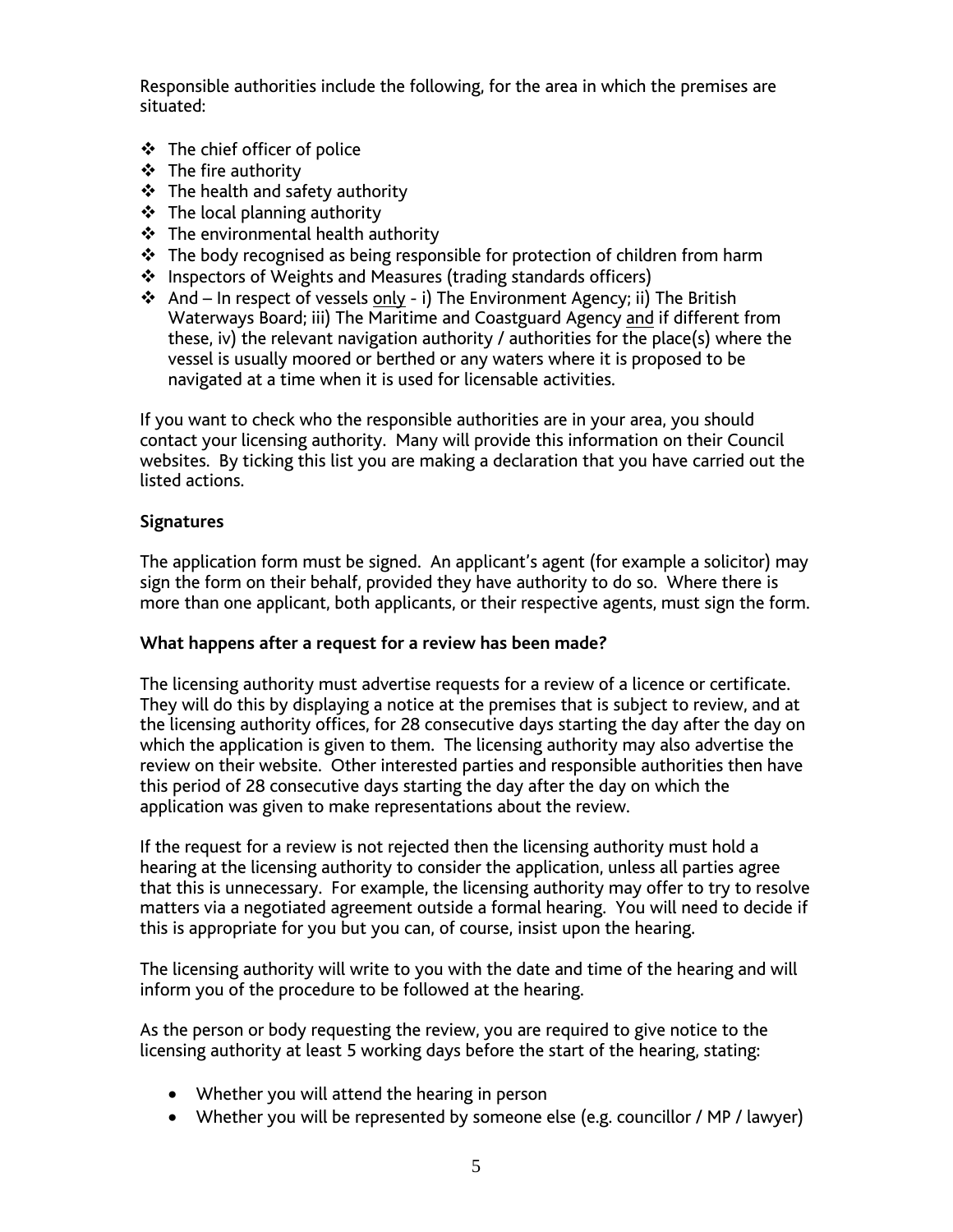Responsible authorities include the following, for the area in which the premises are situated:

- The chief officer of police
- The fire authority
- The health and safety authority
- The local planning authority
- The environmental health authority
- The body recognised as being responsible for protection of children from harm
- Inspectors of Weights and Measures (trading standards officers)
- And – In respect of vessels only - i) The Environment Agency; ii) The British Waterways Board; iii) The Maritime and Coastguard Agency and if different from these, iv) the relevant navigation authority / authorities for the place(s) where the vessel is usually moored or berthed or any waters where it is proposed to be navigated at a time when it is used for licensable activities.

If you want to check who the responsible authorities are in your area, you should contact your licensing authority. Many will provide this information on their Council websites. By ticking this list you are making a declaration that you have carried out the listed actions.

**Signatures**

The application form must be signed. An applicant's agent (for example a solicitor) may sign the form on their behalf, provided they have authority to do so. Where there is more than one applicant, both applicants, or their respective agents, must sign the form.

**What happens after a request for a review has been made?**

The licensing authority must advertise requests for a review of a licence or certificate. They will do this by displaying a notice at the premises that is subject to review, and at the licensing authority offices, for 28 consecutive days starting the day after the day on which the application is given to them. The licensing authority may also advertise the review on their website. Other interested parties and responsible authorities then have this period of 28 consecutive days starting the day after the day on which the application was given to make representations about the review.

If the request for a review is not rejected then the licensing authority must hold a hearing at the licensing authority to consider the application, unless all parties agree that this is unnecessary. For example, the licensing authority may offer to try to resolve matters via a negotiated agreement outside a formal hearing. You will need to decide if this is appropriate for you but you can, of course, insist upon the hearing.

The licensing authority will write to you with the date and time of the hearing and will inform you of the procedure to be followed at the hearing.

As the person or body requesting the review, you are required to give notice to the licensing authority at least 5 working days before the start of the hearing, stating:

- Whether you will attend the hearing in person
- Whether you will be represented by someone else (e.g. councillor / MP / lawyer)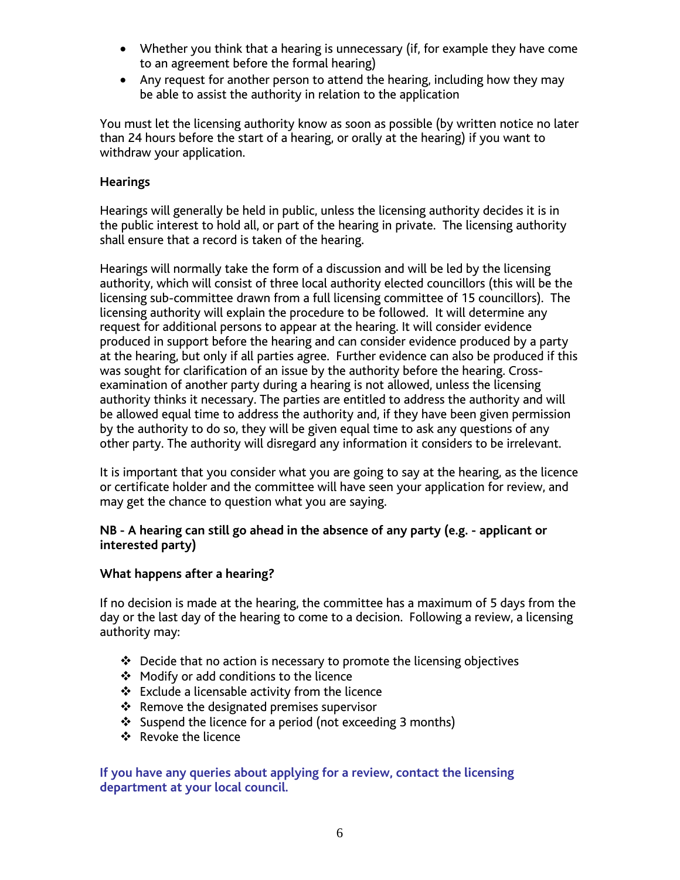- Whether you think that a hearing is unnecessary (if, for example they have come to an agreement before the formal hearing)
- Any request for another person to attend the hearing, including how they may be able to assist the authority in relation to the application

You must let the licensing authority know as soon as possible (by written notice no later than 24 hours before the start of a hearing, or orally at the hearing) if you want to withdraw your application.

**Hearings**

Hearings will generally be held in public, unless the licensing authority decides it is in the public interest to hold all, or part of the hearing in private. The licensing authority shall ensure that a record is taken of the hearing.

Hearings will normally take the form of a discussion and will be led by the licensing authority, which will consist of three local authority elected councillors (this will be the licensing sub-committee drawn from a full licensing committee of 15 councillors). The licensing authority will explain the procedure to be followed. It will determine any request for additional persons to appear at the hearing. It will consider evidence produced in support before the hearing and can consider evidence produced by a party at the hearing, but only if all parties agree. Further evidence can also be produced if this was sought for clarification of an issue by the authority before the hearing. Cross-examination of another party during a hearing is not allowed, unless the licensing authority thinks it necessary. The parties are entitled to address the authority and will be allowed equal time to address the authority and, if they have been given permission by the authority to do so, they will be given equal time to ask any questions of any other party. The authority will disregard any information it considers to be irrelevant.

It is important that you consider what you are going to say at the hearing, as the licence or certificate holder and the committee will have seen your application for review, and may get the chance to question what you are saying.

**NB - A hearing can still go ahead in the absence of any party (e.g. - applicant or interested party)**

**What happens after a hearing?**

If no decision is made at the hearing, the committee has a maximum of 5 days from the day or the last day of the hearing to come to a decision. Following a review, a licensing authority may:

- Decide that no action is necessary to promote the licensing objectives
- Modify or add conditions to the licence
- Exclude a licensable activity from the licence
- Remove the designated premises supervisor
- Suspend the licence for a period (not exceeding 3 months)
- Revoke the licence

**If you have any queries about applying for a review, contact the licensing department at your local council.**